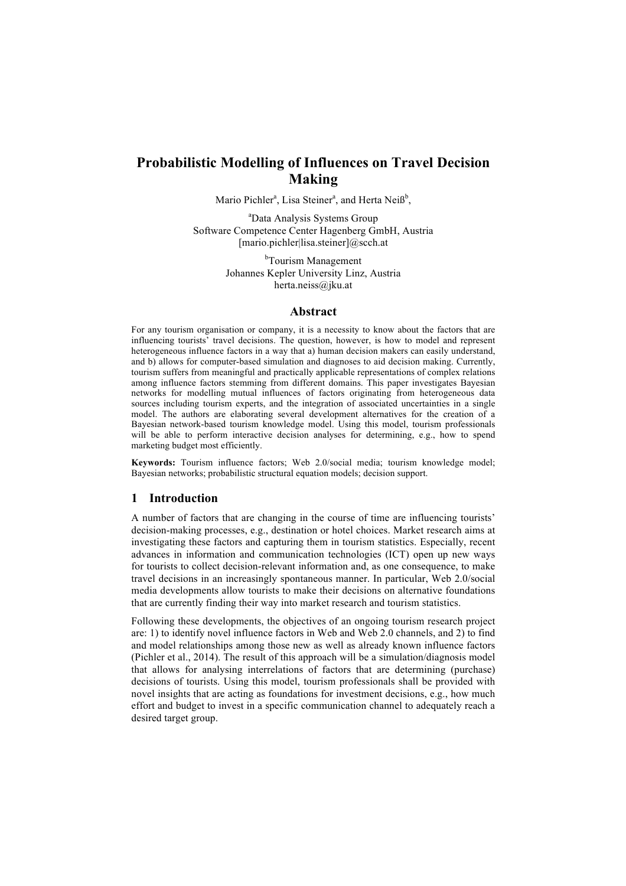# Probabilistic Modelling of Influences on Travel Decision Making

Mario Pichler[a], Lisa Steiner[a], and Herta Neiß[b],

[a]Data Analysis Systems Group
Software Competence Center Hagenberg GmbH, Austria
[mario.pichler|lisa.steiner]@scch.at

[b]Tourism Management
Johannes Kepler University Linz, Austria
herta.neiss@jku.at

## Abstract

For any tourism organisation or company, it is a necessity to know about the factors that are influencing tourists' travel decisions. The question, however, is how to model and represent heterogeneous influence factors in a way that a) human decision makers can easily understand, and b) allows for computer-based simulation and diagnoses to aid decision making. Currently, tourism suffers from meaningful and practically applicable representations of complex relations among influence factors stemming from different domains. This paper investigates Bayesian networks for modelling mutual influences of factors originating from heterogeneous data sources including tourism experts, and the integration of associated uncertainties in a single model. The authors are elaborating several development alternatives for the creation of a Bayesian network-based tourism knowledge model. Using this model, tourism professionals will be able to perform interactive decision analyses for determining, e.g., how to spend marketing budget most efficiently.

**Keywords:** Tourism influence factors; Web 2.0/social media; tourism knowledge model; Bayesian networks; probabilistic structural equation models; decision support.

## 1 Introduction

A number of factors that are changing in the course of time are influencing tourists' decision-making processes, e.g., destination or hotel choices. Market research aims at investigating these factors and capturing them in tourism statistics. Especially, recent advances in information and communication technologies (ICT) open up new ways for tourists to collect decision-relevant information and, as one consequence, to make travel decisions in an increasingly spontaneous manner. In particular, Web 2.0/social media developments allow tourists to make their decisions on alternative foundations that are currently finding their way into market research and tourism statistics.

Following these developments, the objectives of an ongoing tourism research project are: 1) to identify novel influence factors in Web and Web 2.0 channels, and 2) to find and model relationships among those new as well as already known influence factors (Pichler et al., 2014). The result of this approach will be a simulation/diagnosis model that allows for analysing interrelations of factors that are determining (purchase) decisions of tourists. Using this model, tourism professionals shall be provided with novel insights that are acting as foundations for investment decisions, e.g., how much effort and budget to invest in a specific communication channel to adequately reach a desired target group.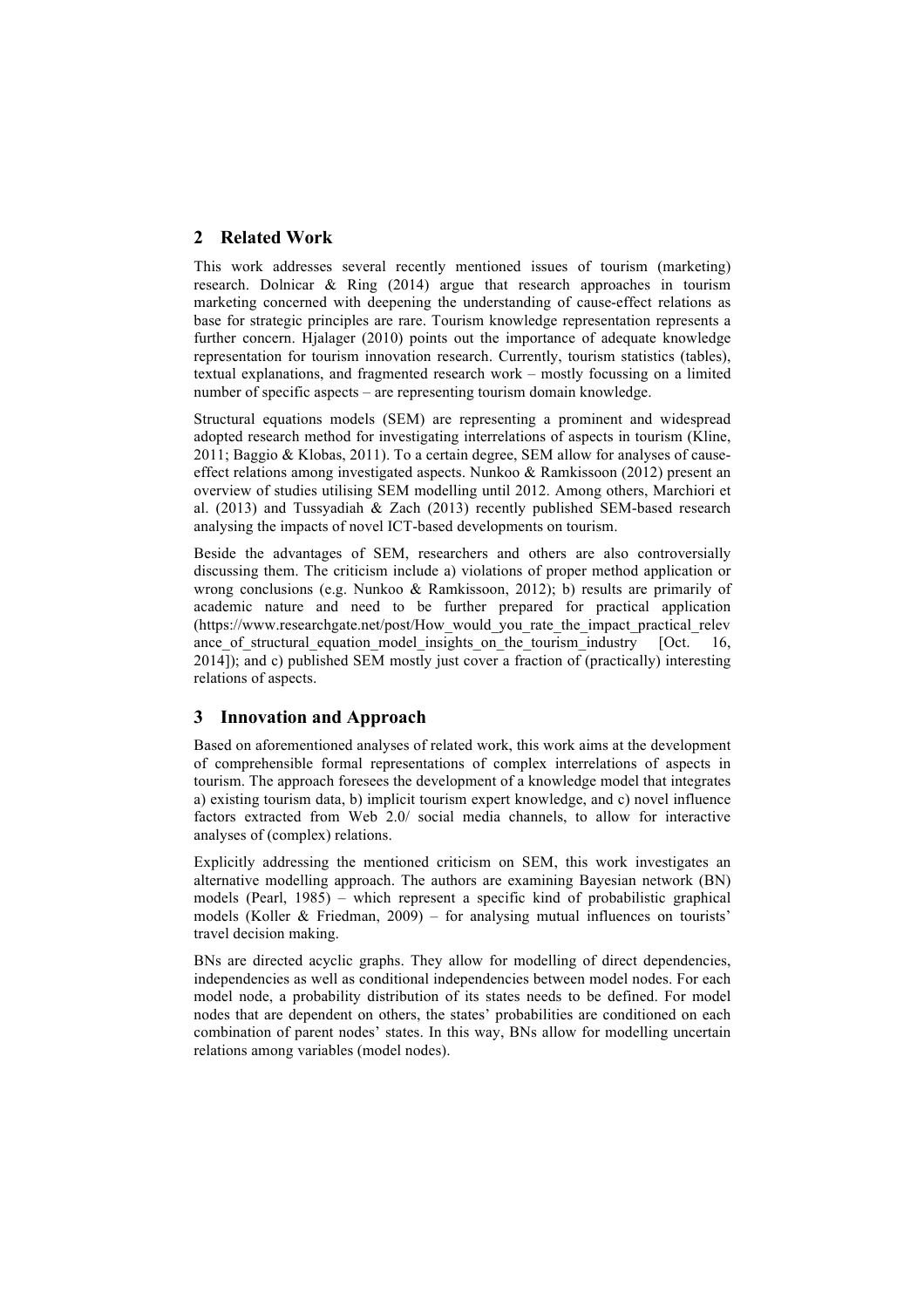## 2 Related Work

This work addresses several recently mentioned issues of tourism (marketing) research. Dolnicar & Ring (2014) argue that research approaches in tourism marketing concerned with deepening the understanding of cause-effect relations as base for strategic principles are rare. Tourism knowledge representation represents a further concern. Hjalager (2010) points out the importance of adequate knowledge representation for tourism innovation research. Currently, tourism statistics (tables), textual explanations, and fragmented research work – mostly focussing on a limited number of specific aspects – are representing tourism domain knowledge.

Structural equations models (SEM) are representing a prominent and widespread adopted research method for investigating interrelations of aspects in tourism (Kline, 2011; Baggio & Klobas, 2011). To a certain degree, SEM allow for analyses of cause-effect relations among investigated aspects. Nunkoo & Ramkissoon (2012) present an overview of studies utilising SEM modelling until 2012. Among others, Marchiori et al. (2013) and Tussyadiah & Zach (2013) recently published SEM-based research analysing the impacts of novel ICT-based developments on tourism.

Beside the advantages of SEM, researchers and others are also controversially discussing them. The criticism include a) violations of proper method application or wrong conclusions (e.g. Nunkoo & Ramkissoon, 2012); b) results are primarily of academic nature and need to be further prepared for practical application (https://www.researchgate.net/post/How_would_you_rate_the_impact_practical_relevance_of_structural_equation_model_insights_on_the_tourism_industry [Oct. 16, 2014]); and c) published SEM mostly just cover a fraction of (practically) interesting relations of aspects.

## 3 Innovation and Approach

Based on aforementioned analyses of related work, this work aims at the development of comprehensible formal representations of complex interrelations of aspects in tourism. The approach foresees the development of a knowledge model that integrates a) existing tourism data, b) implicit tourism expert knowledge, and c) novel influence factors extracted from Web 2.0/ social media channels, to allow for interactive analyses of (complex) relations.

Explicitly addressing the mentioned criticism on SEM, this work investigates an alternative modelling approach. The authors are examining Bayesian network (BN) models (Pearl, 1985) – which represent a specific kind of probabilistic graphical models (Koller & Friedman, 2009) – for analysing mutual influences on tourists' travel decision making.

BNs are directed acyclic graphs. They allow for modelling of direct dependencies, independencies as well as conditional independencies between model nodes. For each model node, a probability distribution of its states needs to be defined. For model nodes that are dependent on others, the states' probabilities are conditioned on each combination of parent nodes' states. In this way, BNs allow for modelling uncertain relations among variables (model nodes).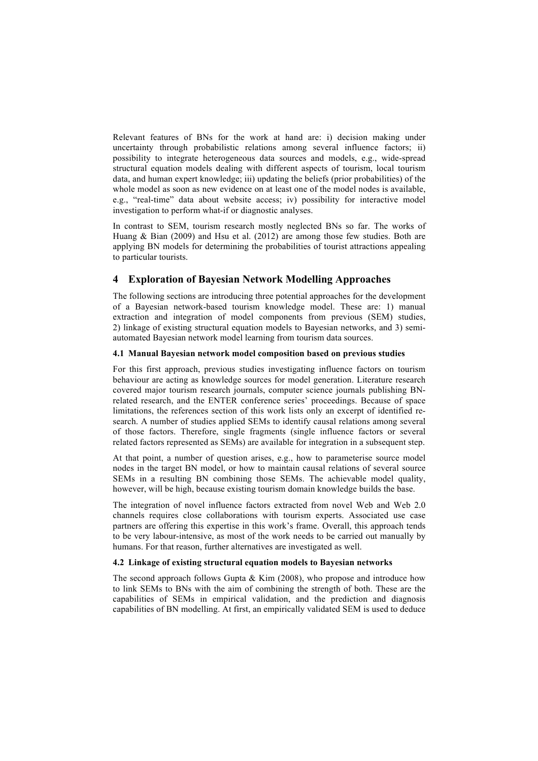Relevant features of BNs for the work at hand are: i) decision making under uncertainty through probabilistic relations among several influence factors; ii) possibility to integrate heterogeneous data sources and models, e.g., wide-spread structural equation models dealing with different aspects of tourism, local tourism data, and human expert knowledge; iii) updating the beliefs (prior probabilities) of the whole model as soon as new evidence on at least one of the model nodes is available, e.g., "real-time" data about website access; iv) possibility for interactive model investigation to perform what-if or diagnostic analyses.

In contrast to SEM, tourism research mostly neglected BNs so far. The works of Huang & Bian (2009) and Hsu et al. (2012) are among those few studies. Both are applying BN models for determining the probabilities of tourist attractions appealing to particular tourists.

## 4 Exploration of Bayesian Network Modelling Approaches

The following sections are introducing three potential approaches for the development of a Bayesian network-based tourism knowledge model. These are: 1) manual extraction and integration of model components from previous (SEM) studies, 2) linkage of existing structural equation models to Bayesian networks, and 3) semi-automated Bayesian network model learning from tourism data sources.

### 4.1 Manual Bayesian network model composition based on previous studies

For this first approach, previous studies investigating influence factors on tourism behaviour are acting as knowledge sources for model generation. Literature research covered major tourism research journals, computer science journals publishing BN-related research, and the ENTER conference series' proceedings. Because of space limitations, the references section of this work lists only an excerpt of identified research. A number of studies applied SEMs to identify causal relations among several of those factors. Therefore, single fragments (single influence factors or several related factors represented as SEMs) are available for integration in a subsequent step.

At that point, a number of question arises, e.g., how to parameterise source model nodes in the target BN model, or how to maintain causal relations of several source SEMs in a resulting BN combining those SEMs. The achievable model quality, however, will be high, because existing tourism domain knowledge builds the base.

The integration of novel influence factors extracted from novel Web and Web 2.0 channels requires close collaborations with tourism experts. Associated use case partners are offering this expertise in this work's frame. Overall, this approach tends to be very labour-intensive, as most of the work needs to be carried out manually by humans. For that reason, further alternatives are investigated as well.

### 4.2 Linkage of existing structural equation models to Bayesian networks

The second approach follows Gupta & Kim (2008), who propose and introduce how to link SEMs to BNs with the aim of combining the strength of both. These are the capabilities of SEMs in empirical validation, and the prediction and diagnosis capabilities of BN modelling. At first, an empirically validated SEM is used to deduce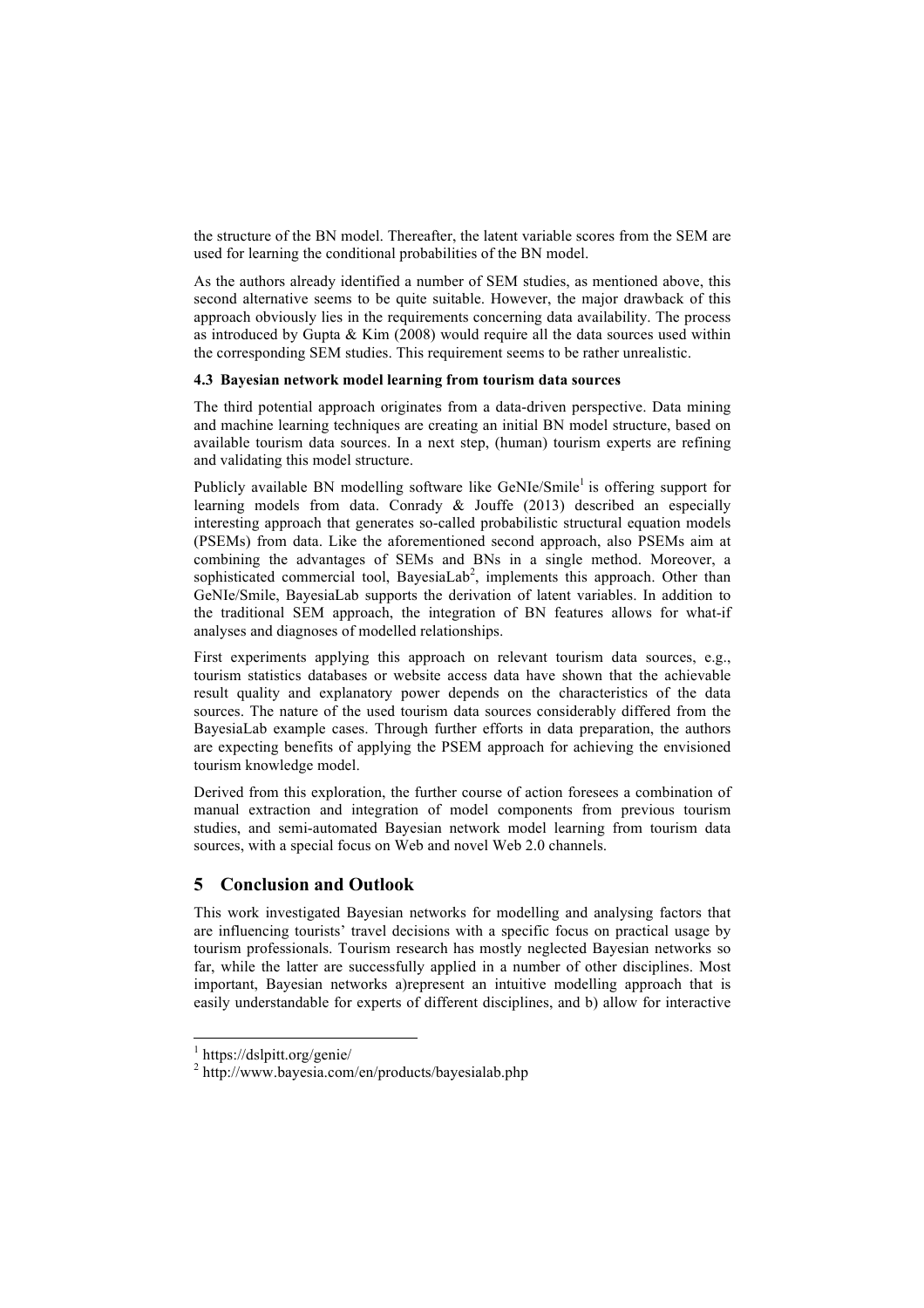the structure of the BN model. Thereafter, the latent variable scores from the SEM are used for learning the conditional probabilities of the BN model.

As the authors already identified a number of SEM studies, as mentioned above, this second alternative seems to be quite suitable. However, the major drawback of this approach obviously lies in the requirements concerning data availability. The process as introduced by Gupta & Kim (2008) would require all the data sources used within the corresponding SEM studies. This requirement seems to be rather unrealistic.

### 4.3 Bayesian network model learning from tourism data sources

The third potential approach originates from a data-driven perspective. Data mining and machine learning techniques are creating an initial BN model structure, based on available tourism data sources. In a next step, (human) tourism experts are refining and validating this model structure.

Publicly available BN modelling software like GeNIe/Smile[1] is offering support for learning models from data. Conrady & Jouffe (2013) described an especially interesting approach that generates so-called probabilistic structural equation models (PSEMs) from data. Like the aforementioned second approach, also PSEMs aim at combining the advantages of SEMs and BNs in a single method. Moreover, a sophisticated commercial tool, BayesiaLab[2], implements this approach. Other than GeNIe/Smile, BayesiaLab supports the derivation of latent variables. In addition to the traditional SEM approach, the integration of BN features allows for what-if analyses and diagnoses of modelled relationships.

First experiments applying this approach on relevant tourism data sources, e.g., tourism statistics databases or website access data have shown that the achievable result quality and explanatory power depends on the characteristics of the data sources. The nature of the used tourism data sources considerably differed from the BayesiaLab example cases. Through further efforts in data preparation, the authors are expecting benefits of applying the PSEM approach for achieving the envisioned tourism knowledge model.

Derived from this exploration, the further course of action foresees a combination of manual extraction and integration of model components from previous tourism studies, and semi-automated Bayesian network model learning from tourism data sources, with a special focus on Web and novel Web 2.0 channels.

## 5 Conclusion and Outlook

This work investigated Bayesian networks for modelling and analysing factors that are influencing tourists' travel decisions with a specific focus on practical usage by tourism professionals. Tourism research has mostly neglected Bayesian networks so far, while the latter are successfully applied in a number of other disciplines. Most important, Bayesian networks a)represent an intuitive modelling approach that is easily understandable for experts of different disciplines, and b) allow for interactive

[1] https://dslpitt.org/genie/

[2] http://www.bayesia.com/en/products/bayesialab.php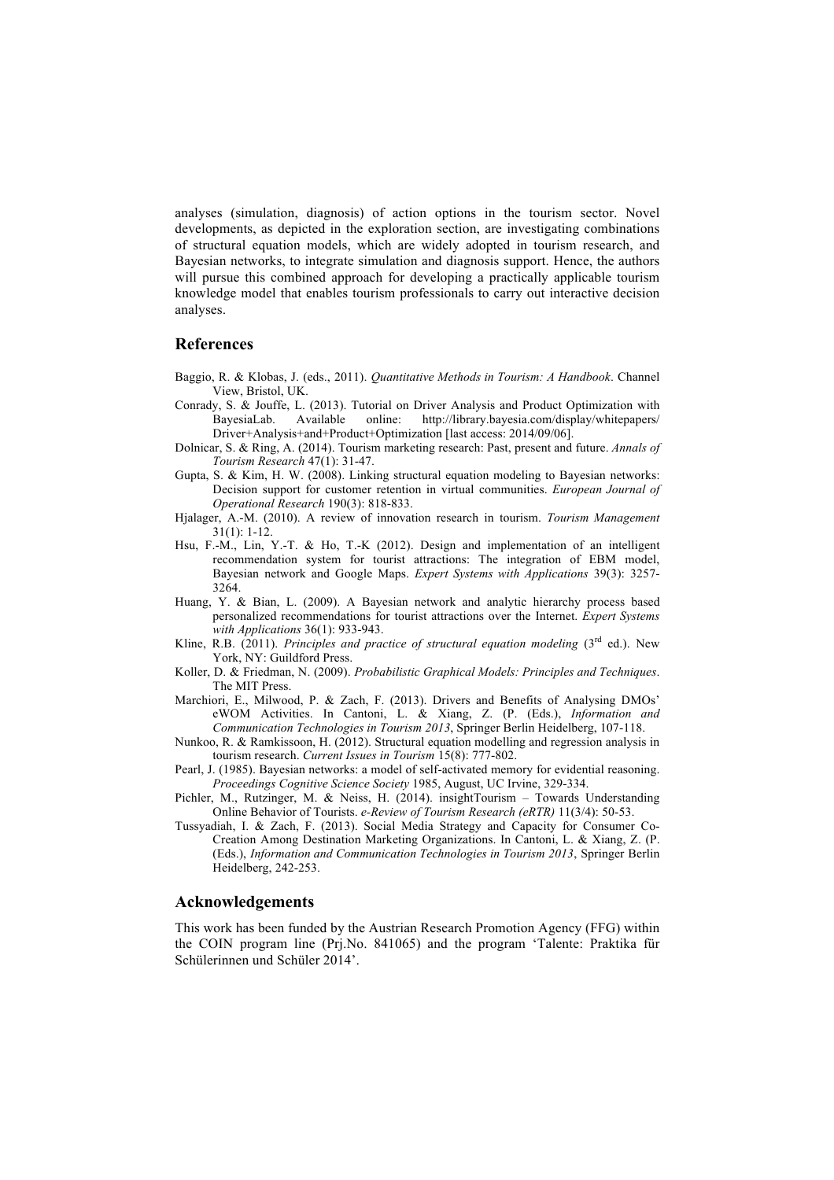analyses (simulation, diagnosis) of action options in the tourism sector. Novel developments, as depicted in the exploration section, are investigating combinations of structural equation models, which are widely adopted in tourism research, and Bayesian networks, to integrate simulation and diagnosis support. Hence, the authors will pursue this combined approach for developing a practically applicable tourism knowledge model that enables tourism professionals to carry out interactive decision analyses.

## References

Baggio, R. & Klobas, J. (eds., 2011). *Quantitative Methods in Tourism: A Handbook*. Channel View, Bristol, UK.

Conrady, S. & Jouffe, L. (2013). Tutorial on Driver Analysis and Product Optimization with BayesiaLab. Available online: http://library.bayesia.com/display/whitepapers/Driver+Analysis+and+Product+Optimization [last access: 2014/09/06].

Dolnicar, S. & Ring, A. (2014). Tourism marketing research: Past, present and future. *Annals of Tourism Research* 47(1): 31-47.

Gupta, S. & Kim, H. W. (2008). Linking structural equation modeling to Bayesian networks: Decision support for customer retention in virtual communities. *European Journal of Operational Research* 190(3): 818-833.

Hjalager, A.-M. (2010). A review of innovation research in tourism. *Tourism Management* 31(1): 1-12.

Hsu, F.-M., Lin, Y.-T. & Ho, T.-K (2012). Design and implementation of an intelligent recommendation system for tourist attractions: The integration of EBM model, Bayesian network and Google Maps. *Expert Systems with Applications* 39(3): 3257-3264.

Huang, Y. & Bian, L. (2009). A Bayesian network and analytic hierarchy process based personalized recommendations for tourist attractions over the Internet. *Expert Systems with Applications* 36(1): 933-943.

Kline, R.B. (2011). *Principles and practice of structural equation modeling* (3rd ed.). New York, NY: Guildford Press.

Koller, D. & Friedman, N. (2009). *Probabilistic Graphical Models: Principles and Techniques*. The MIT Press.

Marchiori, E., Milwood, P. & Zach, F. (2013). Drivers and Benefits of Analysing DMOs' eWOM Activities. In Cantoni, L. & Xiang, Z. (P. (Eds.), *Information and Communication Technologies in Tourism 2013*, Springer Berlin Heidelberg, 107-118.

Nunkoo, R. & Ramkissoon, H. (2012). Structural equation modelling and regression analysis in tourism research. *Current Issues in Tourism* 15(8): 777-802.

Pearl, J. (1985). Bayesian networks: a model of self-activated memory for evidential reasoning. *Proceedings Cognitive Science Society* 1985, August, UC Irvine, 329-334.

Pichler, M., Rutzinger, M. & Neiss, H. (2014). insightTourism – Towards Understanding Online Behavior of Tourists. *e-Review of Tourism Research (eRTR)* 11(3/4): 50-53.

Tussyadiah, I. & Zach, F. (2013). Social Media Strategy and Capacity for Consumer Co-Creation Among Destination Marketing Organizations. In Cantoni, L. & Xiang, Z. (P. (Eds.), *Information and Communication Technologies in Tourism 2013*, Springer Berlin Heidelberg, 242-253.

## Acknowledgements

This work has been funded by the Austrian Research Promotion Agency (FFG) within the COIN program line (Prj.No. 841065) and the program 'Talente: Praktika für Schülerinnen und Schüler 2014'.